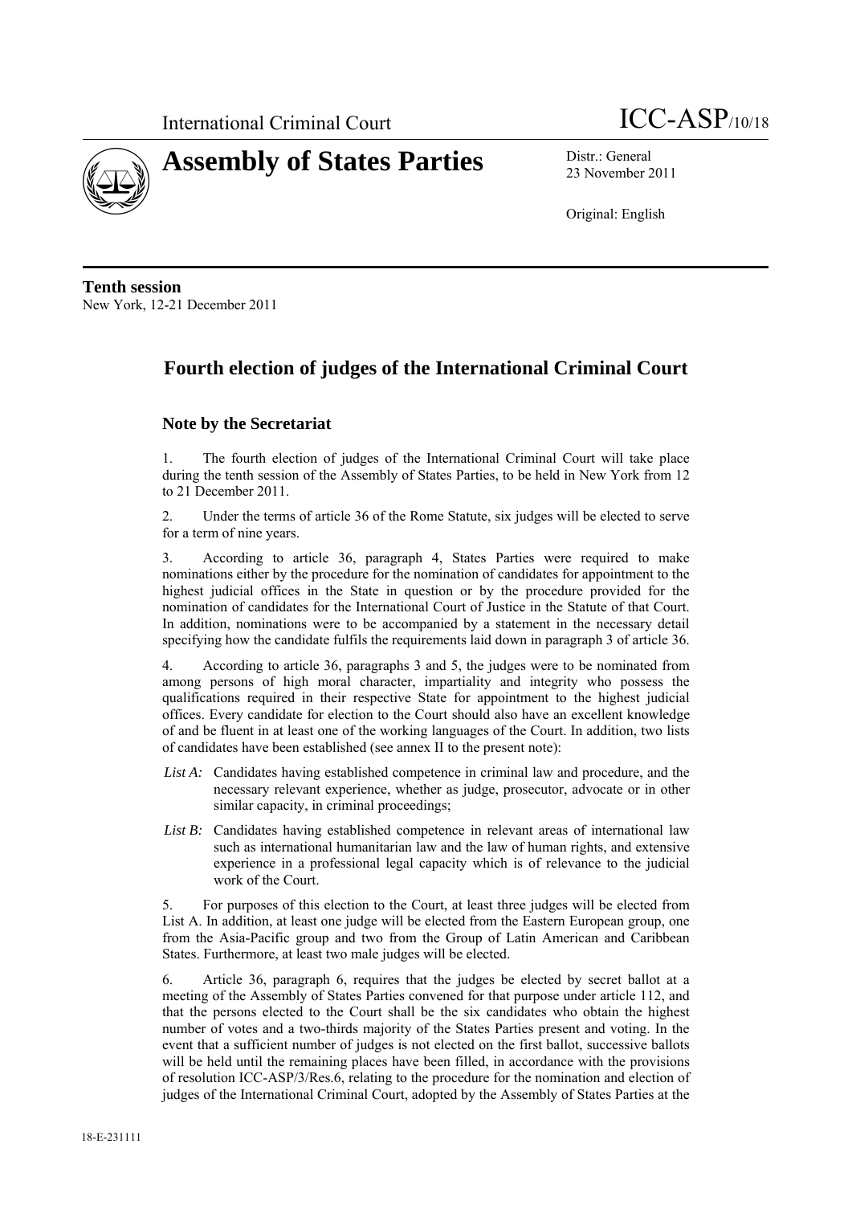International Criminal Court ICC-ASP/10/18

# Assembly of States Parties

Distr.: General
23 November 2011

Original: English

**Tenth session**
New York, 12-21 December 2011

## Fourth election of judges of the International Criminal Court

### Note by the Secretariat

1. The fourth election of judges of the International Criminal Court will take place during the tenth session of the Assembly of States Parties, to be held in New York from 12 to 21 December 2011.

2. Under the terms of article 36 of the Rome Statute, six judges will be elected to serve for a term of nine years.

3. According to article 36, paragraph 4, States Parties were required to make nominations either by the procedure for the nomination of candidates for appointment to the highest judicial offices in the State in question or by the procedure provided for the nomination of candidates for the International Court of Justice in the Statute of that Court. In addition, nominations were to be accompanied by a statement in the necessary detail specifying how the candidate fulfils the requirements laid down in paragraph 3 of article 36.

4. According to article 36, paragraphs 3 and 5, the judges were to be nominated from among persons of high moral character, impartiality and integrity who possess the qualifications required in their respective State for appointment to the highest judicial offices. Every candidate for election to the Court should also have an excellent knowledge of and be fluent in at least one of the working languages of the Court. In addition, two lists of candidates have been established (see annex II to the present note):

*List A:* Candidates having established competence in criminal law and procedure, and the necessary relevant experience, whether as judge, prosecutor, advocate or in other similar capacity, in criminal proceedings;

*List B:* Candidates having established competence in relevant areas of international law such as international humanitarian law and the law of human rights, and extensive experience in a professional legal capacity which is of relevance to the judicial work of the Court.

5. For purposes of this election to the Court, at least three judges will be elected from List A. In addition, at least one judge will be elected from the Eastern European group, one from the Asia-Pacific group and two from the Group of Latin American and Caribbean States. Furthermore, at least two male judges will be elected.

6. Article 36, paragraph 6, requires that the judges be elected by secret ballot at a meeting of the Assembly of States Parties convened for that purpose under article 112, and that the persons elected to the Court shall be the six candidates who obtain the highest number of votes and a two-thirds majority of the States Parties present and voting. In the event that a sufficient number of judges is not elected on the first ballot, successive ballots will be held until the remaining places have been filled, in accordance with the provisions of resolution ICC-ASP/3/Res.6, relating to the procedure for the nomination and election of judges of the International Criminal Court, adopted by the Assembly of States Parties at the

18-E-231111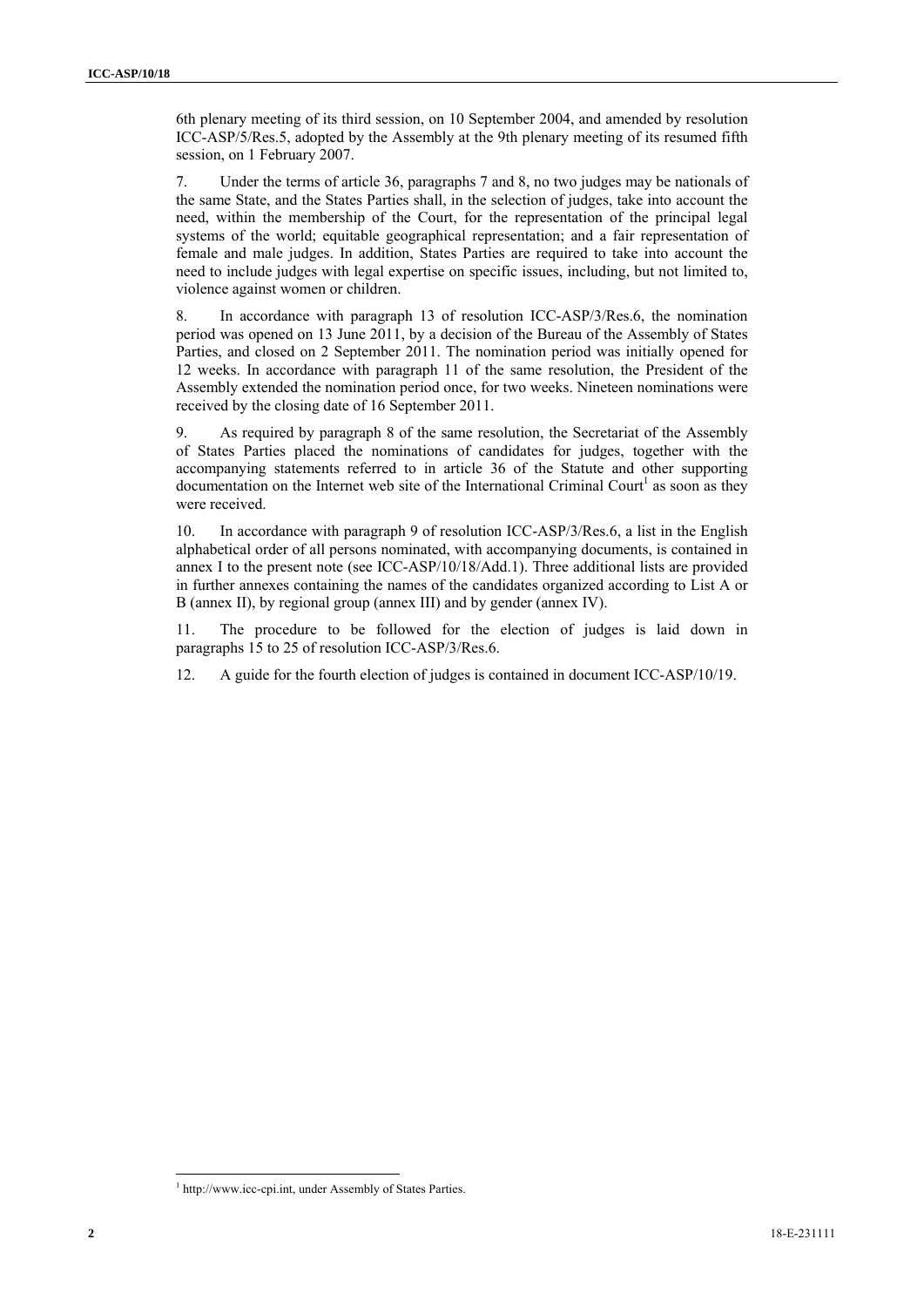6th plenary meeting of its third session, on 10 September 2004, and amended by resolution ICC-ASP/5/Res.5, adopted by the Assembly at the 9th plenary meeting of its resumed fifth session, on 1 February 2007.

7. Under the terms of article 36, paragraphs 7 and 8, no two judges may be nationals of the same State, and the States Parties shall, in the selection of judges, take into account the need, within the membership of the Court, for the representation of the principal legal systems of the world; equitable geographical representation; and a fair representation of female and male judges. In addition, States Parties are required to take into account the need to include judges with legal expertise on specific issues, including, but not limited to, violence against women or children.

8. In accordance with paragraph 13 of resolution ICC-ASP/3/Res.6, the nomination period was opened on 13 June 2011, by a decision of the Bureau of the Assembly of States Parties, and closed on 2 September 2011. The nomination period was initially opened for 12 weeks. In accordance with paragraph 11 of the same resolution, the President of the Assembly extended the nomination period once, for two weeks. Nineteen nominations were received by the closing date of 16 September 2011.

9. As required by paragraph 8 of the same resolution, the Secretariat of the Assembly of States Parties placed the nominations of candidates for judges, together with the accompanying statements referred to in article 36 of the Statute and other supporting documentation on the Internet web site of the International Criminal Court[1] as soon as they were received.

10. In accordance with paragraph 9 of resolution ICC-ASP/3/Res.6, a list in the English alphabetical order of all persons nominated, with accompanying documents, is contained in annex I to the present note (see ICC-ASP/10/18/Add.1). Three additional lists are provided in further annexes containing the names of the candidates organized according to List A or B (annex II), by regional group (annex III) and by gender (annex IV).

11. The procedure to be followed for the election of judges is laid down in paragraphs 15 to 25 of resolution ICC-ASP/3/Res.6.

12. A guide for the fourth election of judges is contained in document ICC-ASP/10/19.

---

[1] http://www.icc-cpi.int, under Assembly of States Parties.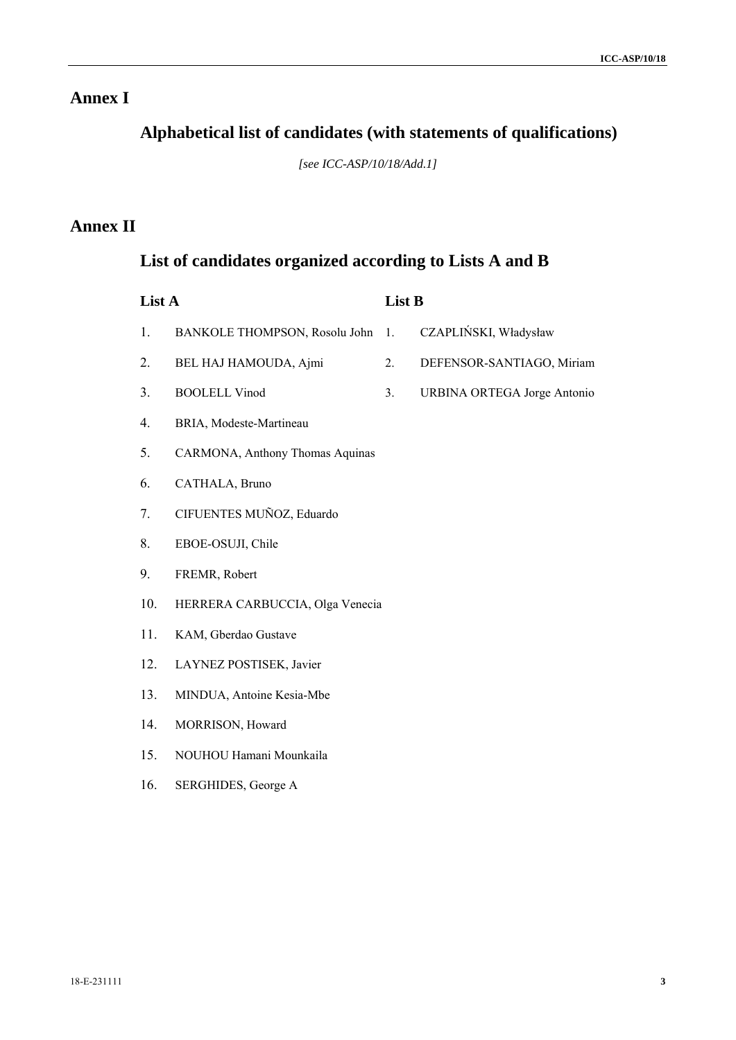# Annex I

## Alphabetical list of candidates (with statements of qualifications)

*[see ICC-ASP/10/18/Add.1]*

# Annex II

## List of candidates organized according to Lists A and B

**List A**

1. BANKOLE THOMPSON, Rosolu John
2. BEL HAJ HAMOUDA, Ajmi
3. BOOLELL Vinod
4. BRIA, Modeste-Martineau
5. CARMONA, Anthony Thomas Aquinas
6. CATHALA, Bruno
7. CIFUENTES MUÑOZ, Eduardo
8. EBOE-OSUJI, Chile
9. FREMR, Robert
10. HERRERA CARBUCCIA, Olga Venecia
11. KAM, Gberdao Gustave
12. LAYNEZ POSTISEK, Javier
13. MINDUA, Antoine Kesia-Mbe
14. MORRISON, Howard
15. NOUHOU Hamani Mounkaila
16. SERGHIDES, George A

**List B**

1. CZAPLIŃSKI, Władysław
2. DEFENSOR-SANTIAGO, Miriam
3. URBINA ORTEGA Jorge Antonio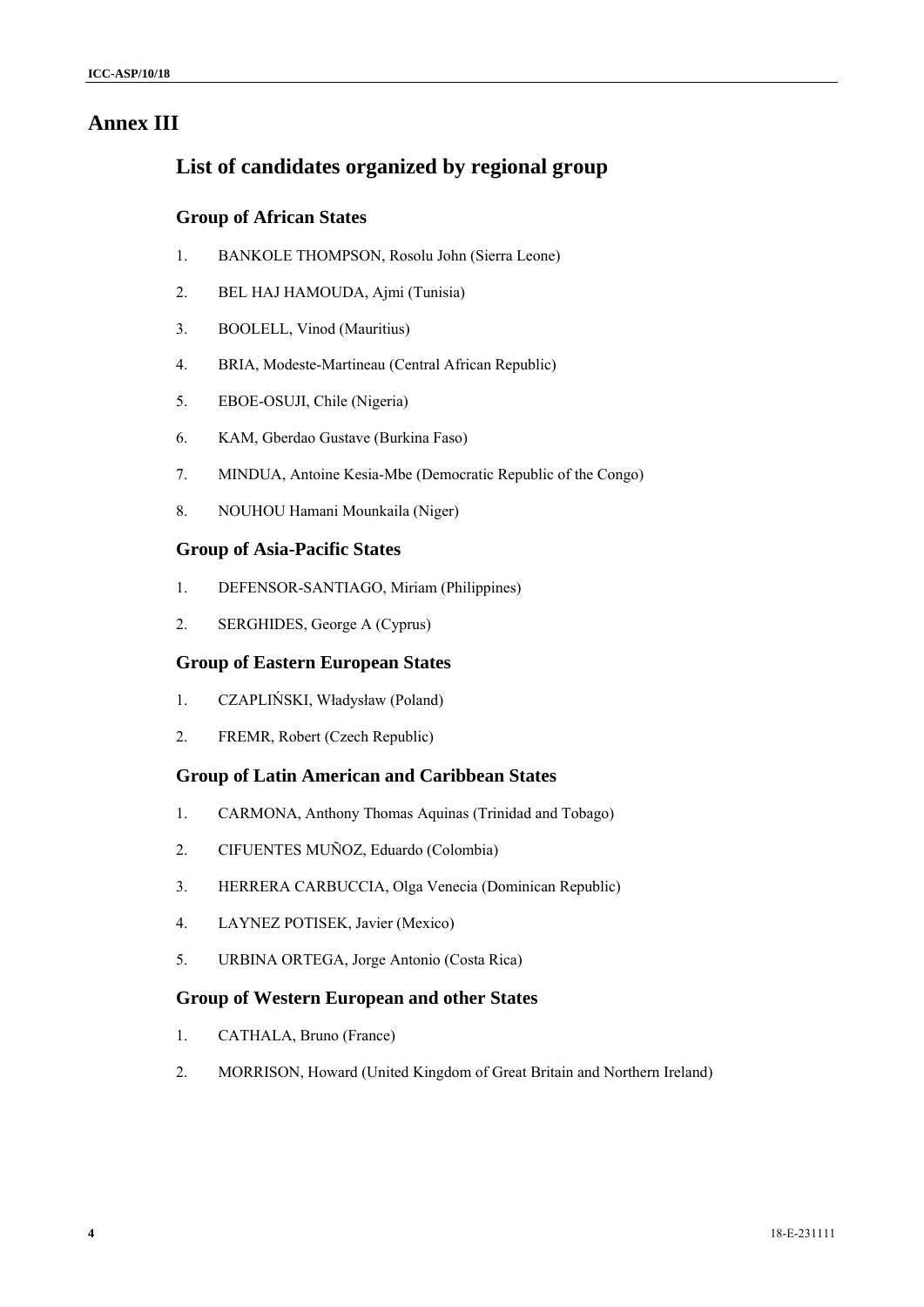# Annex III

## List of candidates organized by regional group

### Group of African States

1. BANKOLE THOMPSON, Rosolu John (Sierra Leone)
2. BEL HAJ HAMOUDA, Ajmi (Tunisia)
3. BOOLELL, Vinod (Mauritius)
4. BRIA, Modeste-Martineau (Central African Republic)
5. EBOE-OSUJI, Chile (Nigeria)
6. KAM, Gberdao Gustave (Burkina Faso)
7. MINDUA, Antoine Kesia-Mbe (Democratic Republic of the Congo)
8. NOUHOU Hamani Mounkaila (Niger)

### Group of Asia-Pacific States

1. DEFENSOR-SANTIAGO, Miriam (Philippines)
2. SERGHIDES, George A (Cyprus)

### Group of Eastern European States

1. CZAPLIŃSKI, Władysław (Poland)
2. FREMR, Robert (Czech Republic)

### Group of Latin American and Caribbean States

1. CARMONA, Anthony Thomas Aquinas (Trinidad and Tobago)
2. CIFUENTES MUÑOZ, Eduardo (Colombia)
3. HERRERA CARBUCCIA, Olga Venecia (Dominican Republic)
4. LAYNEZ POTISEK, Javier (Mexico)
5. URBINA ORTEGA, Jorge Antonio (Costa Rica)

### Group of Western European and other States

1. CATHALA, Bruno (France)
2. MORRISON, Howard (United Kingdom of Great Britain and Northern Ireland)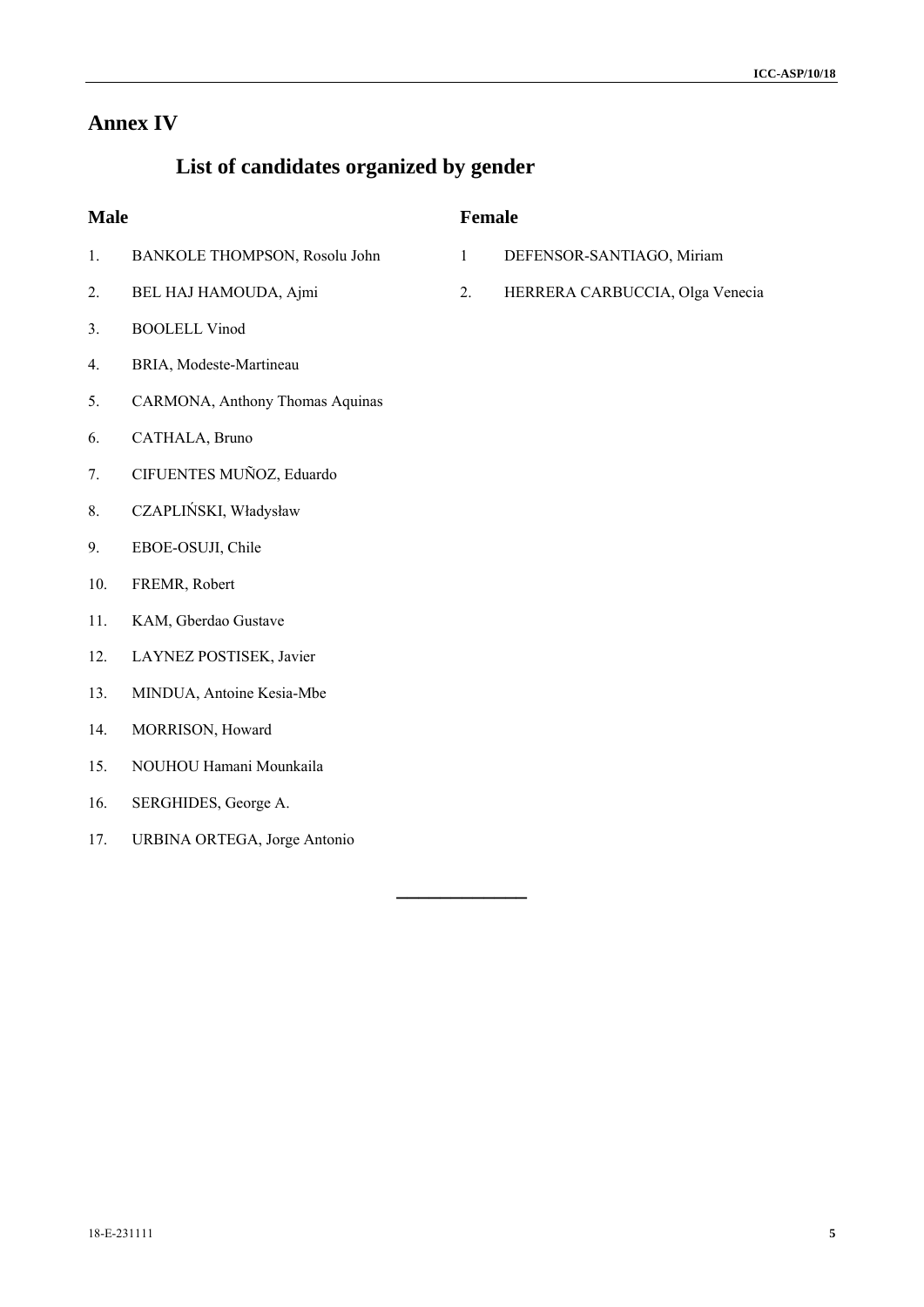# Annex IV

## List of candidates organized by gender

### Male

1. BANKOLE THOMPSON, Rosolu John
2. BEL HAJ HAMOUDA, Ajmi
3. BOOLELL Vinod
4. BRIA, Modeste-Martineau
5. CARMONA, Anthony Thomas Aquinas
6. CATHALA, Bruno
7. CIFUENTES MUÑOZ, Eduardo
8. CZAPLIŃSKI, Władysław
9. EBOE-OSUJI, Chile
10. FREMR, Robert
11. KAM, Gberdao Gustave
12. LAYNEZ POSTISEK, Javier
13. MINDUA, Antoine Kesia-Mbe
14. MORRISON, Howard
15. NOUHOU Hamani Mounkaila
16. SERGHIDES, George A.
17. URBINA ORTEGA, Jorge Antonio

### Female

1. DEFENSOR-SANTIAGO, Miriam
2. HERRERA CARBUCCIA, Olga Venecia